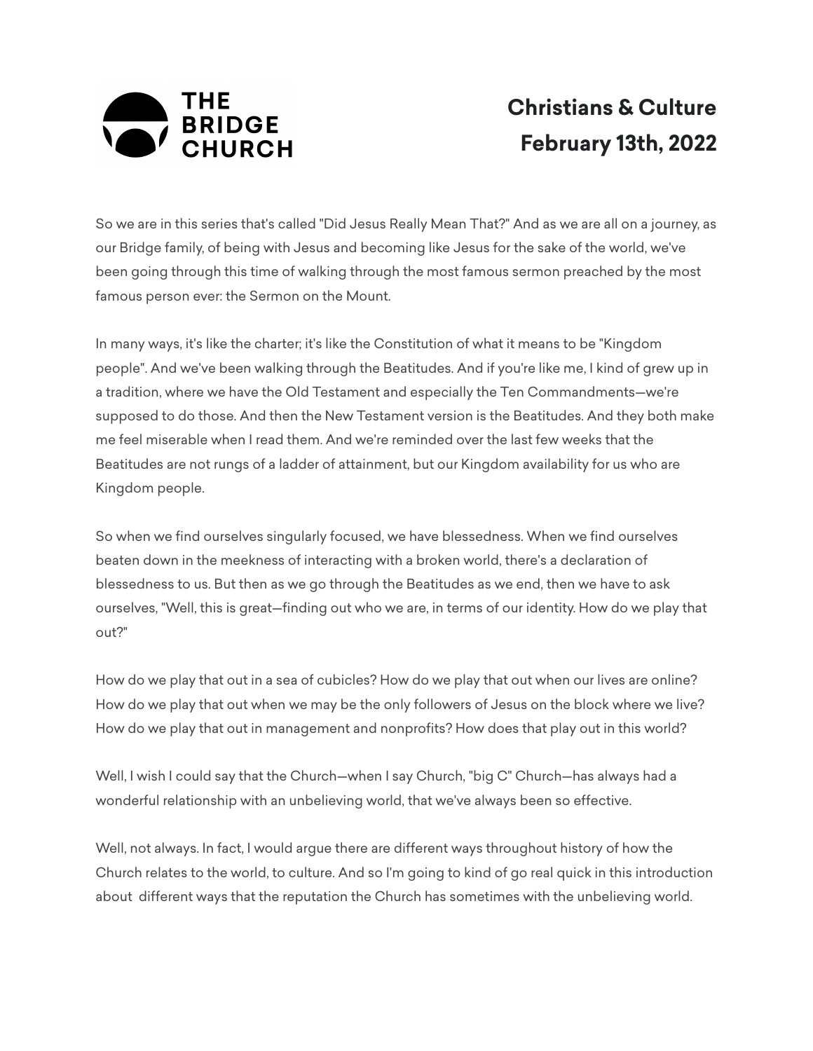THE BRIDGE CHURCH

# Christians & Culture
## February 13th, 2022

So we are in this series that's called "Did Jesus Really Mean That?" And as we are all on a journey, as our Bridge family, of being with Jesus and becoming like Jesus for the sake of the world, we've been going through this time of walking through the most famous sermon preached by the most famous person ever: the Sermon on the Mount.

In many ways, it's like the charter; it's like the Constitution of what it means to be "Kingdom people". And we've been walking through the Beatitudes. And if you're like me, I kind of grew up in a tradition, where we have the Old Testament and especially the Ten Commandments—we're supposed to do those. And then the New Testament version is the Beatitudes. And they both make me feel miserable when I read them. And we're reminded over the last few weeks that the Beatitudes are not rungs of a ladder of attainment, but our Kingdom availability for us who are Kingdom people.

So when we find ourselves singularly focused, we have blessedness. When we find ourselves beaten down in the meekness of interacting with a broken world, there's a declaration of blessedness to us. But then as we go through the Beatitudes as we end, then we have to ask ourselves, "Well, this is great—finding out who we are, in terms of our identity. How do we play that out?"

How do we play that out in a sea of cubicles? How do we play that out when our lives are online? How do we play that out when we may be the only followers of Jesus on the block where we live? How do we play that out in management and nonprofits? How does that play out in this world?

Well, I wish I could say that the Church—when I say Church, "big C" Church—has always had a wonderful relationship with an unbelieving world, that we've always been so effective.

Well, not always. In fact, I would argue there are different ways throughout history of how the Church relates to the world, to culture. And so I'm going to kind of go real quick in this introduction about different ways that the reputation the Church has sometimes with the unbelieving world.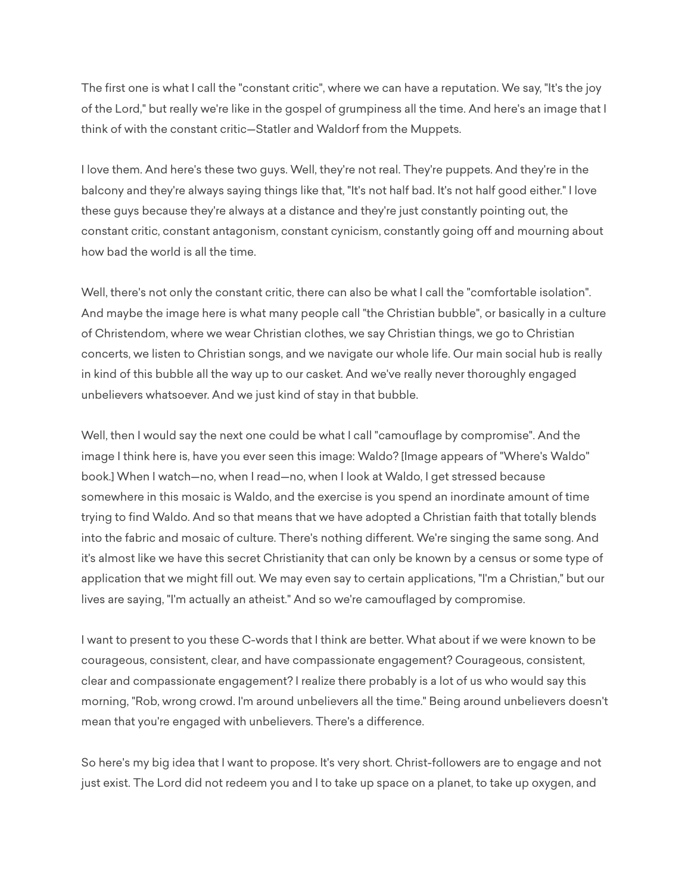The first one is what I call the "constant critic", where we can have a reputation. We say, "It's the joy of the Lord," but really we're like in the gospel of grumpiness all the time. And here's an image that I think of with the constant critic—Statler and Waldorf from the Muppets.

I love them. And here's these two guys. Well, they're not real. They're puppets. And they're in the balcony and they're always saying things like that, "It's not half bad. It's not half good either." I love these guys because they're always at a distance and they're just constantly pointing out, the constant critic, constant antagonism, constant cynicism, constantly going off and mourning about how bad the world is all the time.

Well, there's not only the constant critic, there can also be what I call the "comfortable isolation". And maybe the image here is what many people call "the Christian bubble", or basically in a culture of Christendom, where we wear Christian clothes, we say Christian things, we go to Christian concerts, we listen to Christian songs, and we navigate our whole life. Our main social hub is really in kind of this bubble all the way up to our casket. And we've really never thoroughly engaged unbelievers whatsoever. And we just kind of stay in that bubble.

Well, then I would say the next one could be what I call "camouflage by compromise". And the image I think here is, have you ever seen this image: Waldo? [Image appears of "Where's Waldo" book.] When I watch—no, when I read—no, when I look at Waldo, I get stressed because somewhere in this mosaic is Waldo, and the exercise is you spend an inordinate amount of time trying to find Waldo. And so that means that we have adopted a Christian faith that totally blends into the fabric and mosaic of culture. There's nothing different. We're singing the same song. And it's almost like we have this secret Christianity that can only be known by a census or some type of application that we might fill out. We may even say to certain applications, "I'm a Christian," but our lives are saying, "I'm actually an atheist." And so we're camouflaged by compromise.

I want to present to you these C-words that I think are better. What about if we were known to be courageous, consistent, clear, and have compassionate engagement? Courageous, consistent, clear and compassionate engagement? I realize there probably is a lot of us who would say this morning, "Rob, wrong crowd. I'm around unbelievers all the time." Being around unbelievers doesn't mean that you're engaged with unbelievers. There's a difference.

So here's my big idea that I want to propose. It's very short. Christ-followers are to engage and not just exist. The Lord did not redeem you and I to take up space on a planet, to take up oxygen, and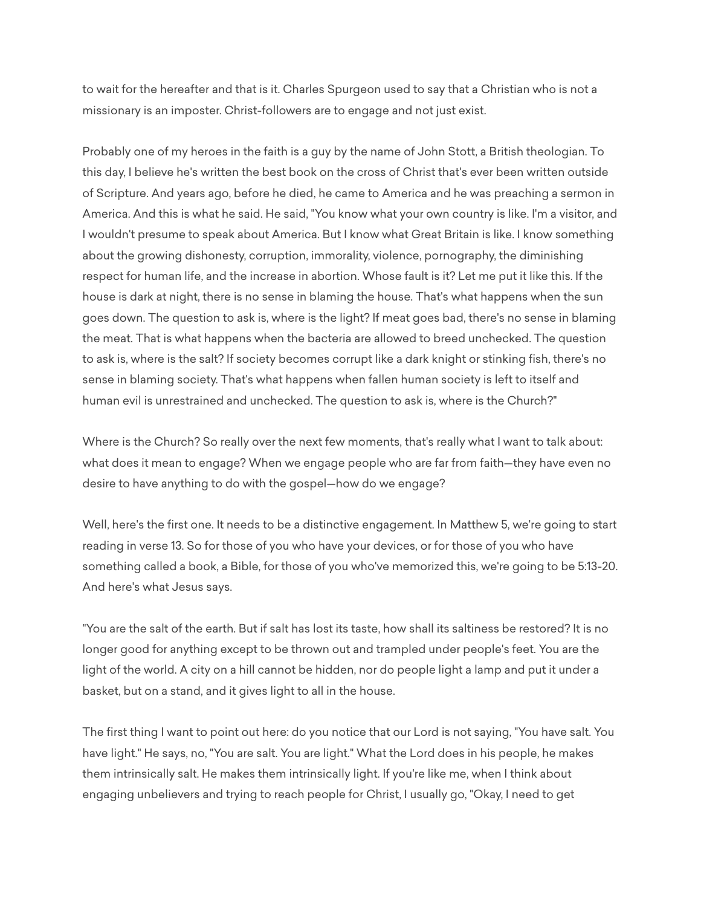to wait for the hereafter and that is it. Charles Spurgeon used to say that a Christian who is not a missionary is an imposter. Christ-followers are to engage and not just exist.

Probably one of my heroes in the faith is a guy by the name of John Stott, a British theologian. To this day, I believe he's written the best book on the cross of Christ that's ever been written outside of Scripture. And years ago, before he died, he came to America and he was preaching a sermon in America. And this is what he said. He said, "You know what your own country is like. I'm a visitor, and I wouldn't presume to speak about America. But I know what Great Britain is like. I know something about the growing dishonesty, corruption, immorality, violence, pornography, the diminishing respect for human life, and the increase in abortion. Whose fault is it? Let me put it like this. If the house is dark at night, there is no sense in blaming the house. That's what happens when the sun goes down. The question to ask is, where is the light? If meat goes bad, there's no sense in blaming the meat. That is what happens when the bacteria are allowed to breed unchecked. The question to ask is, where is the salt? If society becomes corrupt like a dark knight or stinking fish, there's no sense in blaming society. That's what happens when fallen human society is left to itself and human evil is unrestrained and unchecked. The question to ask is, where is the Church?"

Where is the Church? So really over the next few moments, that's really what I want to talk about: what does it mean to engage? When we engage people who are far from faith—they have even no desire to have anything to do with the gospel—how do we engage?

Well, here's the first one. It needs to be a distinctive engagement. In Matthew 5, we're going to start reading in verse 13. So for those of you who have your devices, or for those of you who have something called a book, a Bible, for those of you who've memorized this, we're going to be 5:13-20. And here's what Jesus says.

"You are the salt of the earth. But if salt has lost its taste, how shall its saltiness be restored? It is no longer good for anything except to be thrown out and trampled under people's feet. You are the light of the world. A city on a hill cannot be hidden, nor do people light a lamp and put it under a basket, but on a stand, and it gives light to all in the house.

The first thing I want to point out here: do you notice that our Lord is not saying, "You have salt. You have light." He says, no, "You are salt. You are light." What the Lord does in his people, he makes them intrinsically salt. He makes them intrinsically light. If you're like me, when I think about engaging unbelievers and trying to reach people for Christ, I usually go, "Okay, I need to get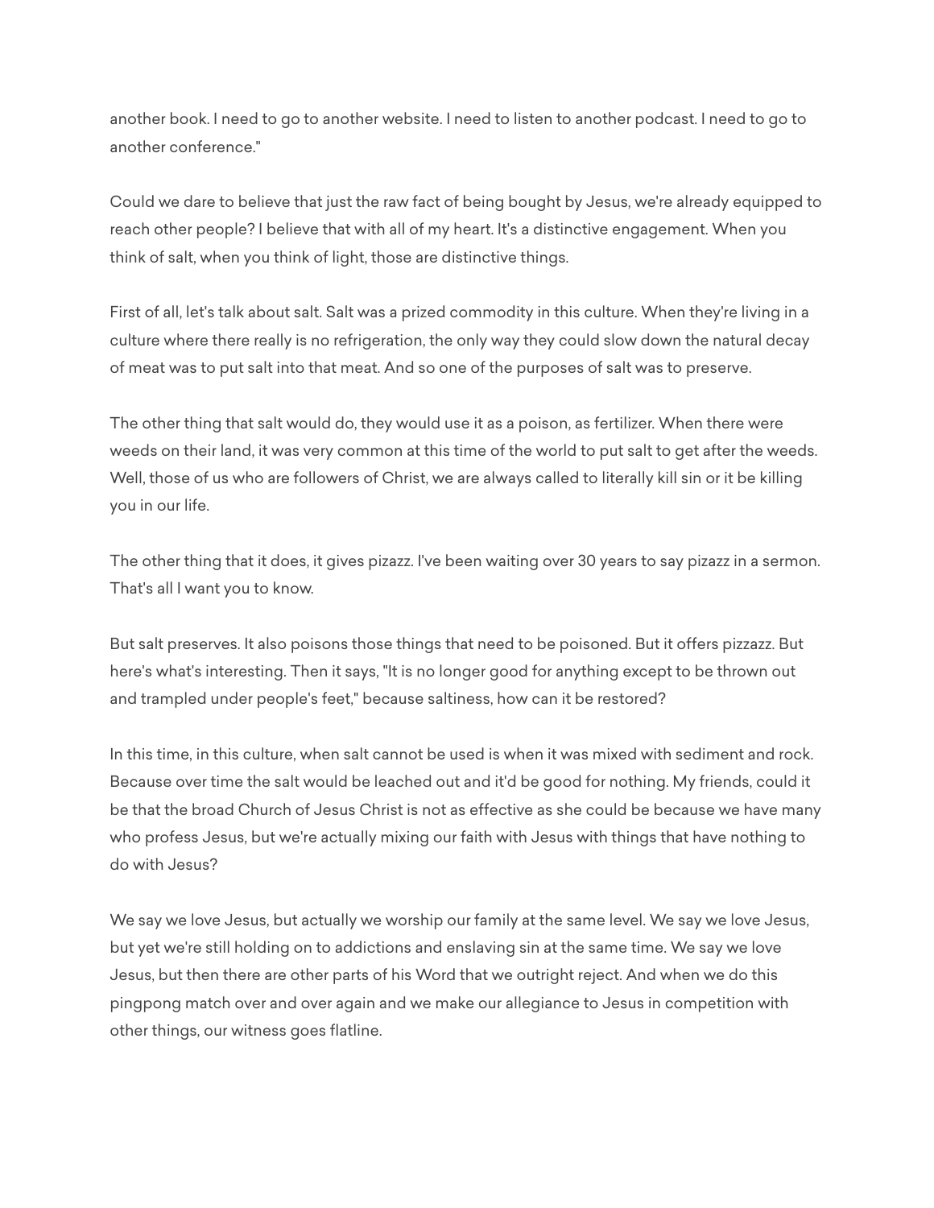another book. I need to go to another website. I need to listen to another podcast. I need to go to another conference."

Could we dare to believe that just the raw fact of being bought by Jesus, we're already equipped to reach other people? I believe that with all of my heart. It's a distinctive engagement. When you think of salt, when you think of light, those are distinctive things.

First of all, let's talk about salt. Salt was a prized commodity in this culture. When they're living in a culture where there really is no refrigeration, the only way they could slow down the natural decay of meat was to put salt into that meat. And so one of the purposes of salt was to preserve.

The other thing that salt would do, they would use it as a poison, as fertilizer. When there were weeds on their land, it was very common at this time of the world to put salt to get after the weeds. Well, those of us who are followers of Christ, we are always called to literally kill sin or it be killing you in our life.

The other thing that it does, it gives pizazz. I've been waiting over 30 years to say pizazz in a sermon. That's all I want you to know.

But salt preserves. It also poisons those things that need to be poisoned. But it offers pizzazz. But here's what's interesting. Then it says, "It is no longer good for anything except to be thrown out and trampled under people's feet," because saltiness, how can it be restored?

In this time, in this culture, when salt cannot be used is when it was mixed with sediment and rock. Because over time the salt would be leached out and it'd be good for nothing. My friends, could it be that the broad Church of Jesus Christ is not as effective as she could be because we have many who profess Jesus, but we're actually mixing our faith with Jesus with things that have nothing to do with Jesus?

We say we love Jesus, but actually we worship our family at the same level. We say we love Jesus, but yet we're still holding on to addictions and enslaving sin at the same time. We say we love Jesus, but then there are other parts of his Word that we outright reject. And when we do this pingpong match over and over again and we make our allegiance to Jesus in competition with other things, our witness goes flatline.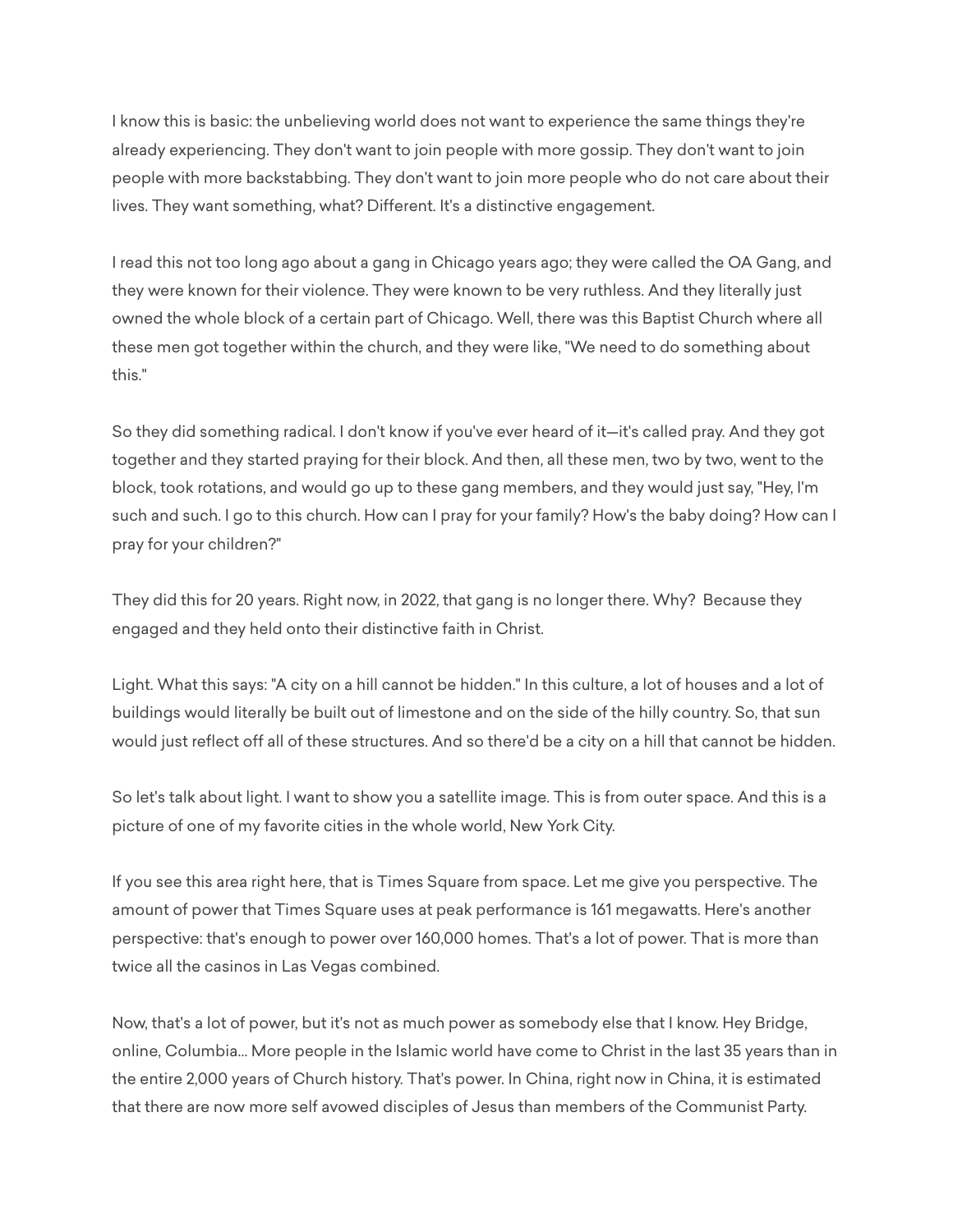I know this is basic: the unbelieving world does not want to experience the same things they're already experiencing. They don't want to join people with more gossip. They don't want to join people with more backstabbing. They don't want to join more people who do not care about their lives. They want something, what? Different. It's a distinctive engagement.

I read this not too long ago about a gang in Chicago years ago; they were called the OA Gang, and they were known for their violence. They were known to be very ruthless. And they literally just owned the whole block of a certain part of Chicago. Well, there was this Baptist Church where all these men got together within the church, and they were like, "We need to do something about this."

So they did something radical. I don't know if you've ever heard of it—it's called pray. And they got together and they started praying for their block. And then, all these men, two by two, went to the block, took rotations, and would go up to these gang members, and they would just say, "Hey, I'm such and such. I go to this church. How can I pray for your family? How's the baby doing? How can I pray for your children?"

They did this for 20 years. Right now, in 2022, that gang is no longer there. Why? Because they engaged and they held onto their distinctive faith in Christ.

Light. What this says: "A city on a hill cannot be hidden." In this culture, a lot of houses and a lot of buildings would literally be built out of limestone and on the side of the hilly country. So, that sun would just reflect off all of these structures. And so there'd be a city on a hill that cannot be hidden.

So let's talk about light. I want to show you a satellite image. This is from outer space. And this is a picture of one of my favorite cities in the whole world, New York City.

If you see this area right here, that is Times Square from space. Let me give you perspective. The amount of power that Times Square uses at peak performance is 161 megawatts. Here's another perspective: that's enough to power over 160,000 homes. That's a lot of power. That is more than twice all the casinos in Las Vegas combined.

Now, that's a lot of power, but it's not as much power as somebody else that I know. Hey Bridge, online, Columbia... More people in the Islamic world have come to Christ in the last 35 years than in the entire 2,000 years of Church history. That's power. In China, right now in China, it is estimated that there are now more self avowed disciples of Jesus than members of the Communist Party.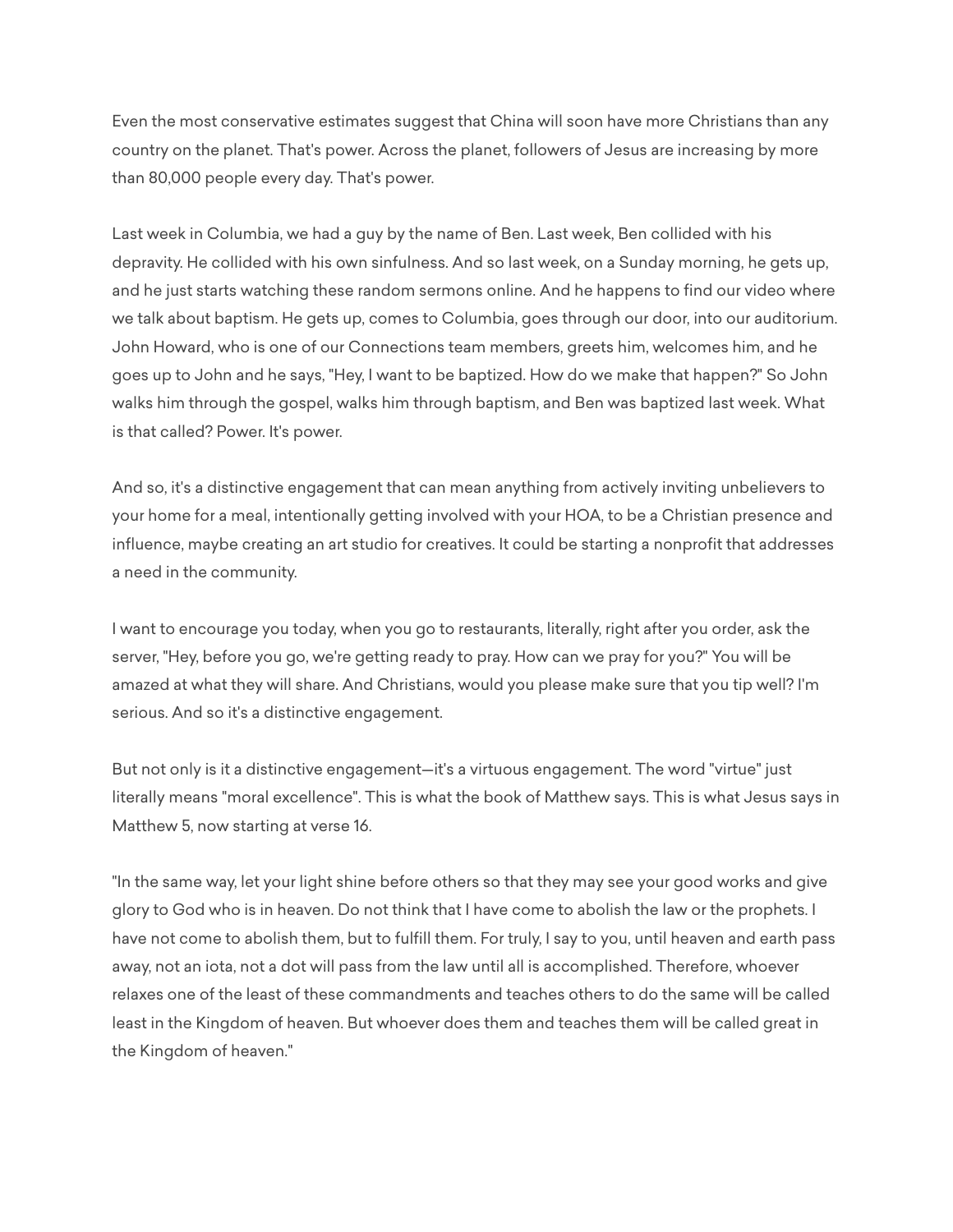Even the most conservative estimates suggest that China will soon have more Christians than any country on the planet. That's power. Across the planet, followers of Jesus are increasing by more than 80,000 people every day. That's power.

Last week in Columbia, we had a guy by the name of Ben. Last week, Ben collided with his depravity. He collided with his own sinfulness. And so last week, on a Sunday morning, he gets up, and he just starts watching these random sermons online. And he happens to find our video where we talk about baptism. He gets up, comes to Columbia, goes through our door, into our auditorium. John Howard, who is one of our Connections team members, greets him, welcomes him, and he goes up to John and he says, "Hey, I want to be baptized. How do we make that happen?" So John walks him through the gospel, walks him through baptism, and Ben was baptized last week. What is that called? Power. It's power.

And so, it's a distinctive engagement that can mean anything from actively inviting unbelievers to your home for a meal, intentionally getting involved with your HOA, to be a Christian presence and influence, maybe creating an art studio for creatives. It could be starting a nonprofit that addresses a need in the community.

I want to encourage you today, when you go to restaurants, literally, right after you order, ask the server, "Hey, before you go, we're getting ready to pray. How can we pray for you?" You will be amazed at what they will share. And Christians, would you please make sure that you tip well? I'm serious. And so it's a distinctive engagement.

But not only is it a distinctive engagement—it's a virtuous engagement. The word "virtue" just literally means "moral excellence". This is what the book of Matthew says. This is what Jesus says in Matthew 5, now starting at verse 16.

"In the same way, let your light shine before others so that they may see your good works and give glory to God who is in heaven. Do not think that I have come to abolish the law or the prophets. I have not come to abolish them, but to fulfill them. For truly, I say to you, until heaven and earth pass away, not an iota, not a dot will pass from the law until all is accomplished. Therefore, whoever relaxes one of the least of these commandments and teaches others to do the same will be called least in the Kingdom of heaven. But whoever does them and teaches them will be called great in the Kingdom of heaven."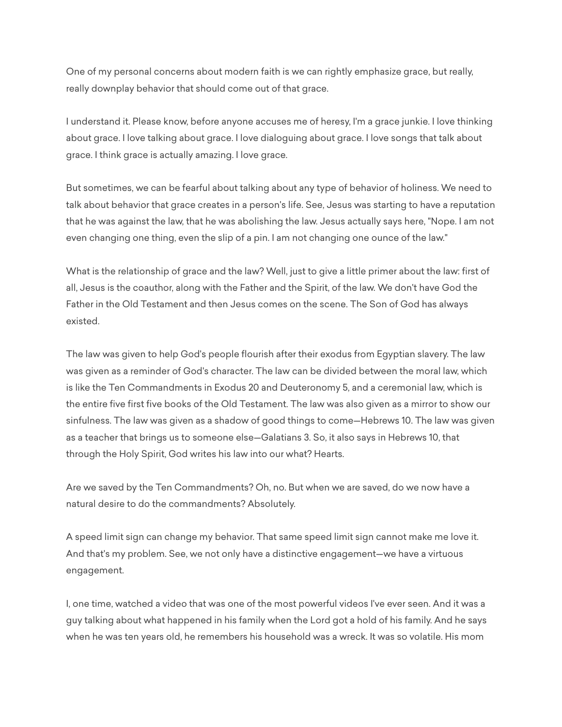One of my personal concerns about modern faith is we can rightly emphasize grace, but really, really downplay behavior that should come out of that grace.

I understand it. Please know, before anyone accuses me of heresy, I'm a grace junkie. I love thinking about grace. I love talking about grace. I love dialoguing about grace. I love songs that talk about grace. I think grace is actually amazing. I love grace.

But sometimes, we can be fearful about talking about any type of behavior of holiness. We need to talk about behavior that grace creates in a person's life. See, Jesus was starting to have a reputation that he was against the law, that he was abolishing the law. Jesus actually says here, "Nope. I am not even changing one thing, even the slip of a pin. I am not changing one ounce of the law."

What is the relationship of grace and the law? Well, just to give a little primer about the law: first of all, Jesus is the coauthor, along with the Father and the Spirit, of the law. We don't have God the Father in the Old Testament and then Jesus comes on the scene. The Son of God has always existed.

The law was given to help God's people flourish after their exodus from Egyptian slavery. The law was given as a reminder of God's character. The law can be divided between the moral law, which is like the Ten Commandments in Exodus 20 and Deuteronomy 5, and a ceremonial law, which is the entire five first five books of the Old Testament. The law was also given as a mirror to show our sinfulness. The law was given as a shadow of good things to come—Hebrews 10. The law was given as a teacher that brings us to someone else—Galatians 3. So, it also says in Hebrews 10, that through the Holy Spirit, God writes his law into our what? Hearts.

Are we saved by the Ten Commandments? Oh, no. But when we are saved, do we now have a natural desire to do the commandments? Absolutely.

A speed limit sign can change my behavior. That same speed limit sign cannot make me love it. And that's my problem. See, we not only have a distinctive engagement—we have a virtuous engagement.

I, one time, watched a video that was one of the most powerful videos I've ever seen. And it was a guy talking about what happened in his family when the Lord got a hold of his family. And he says when he was ten years old, he remembers his household was a wreck. It was so volatile. His mom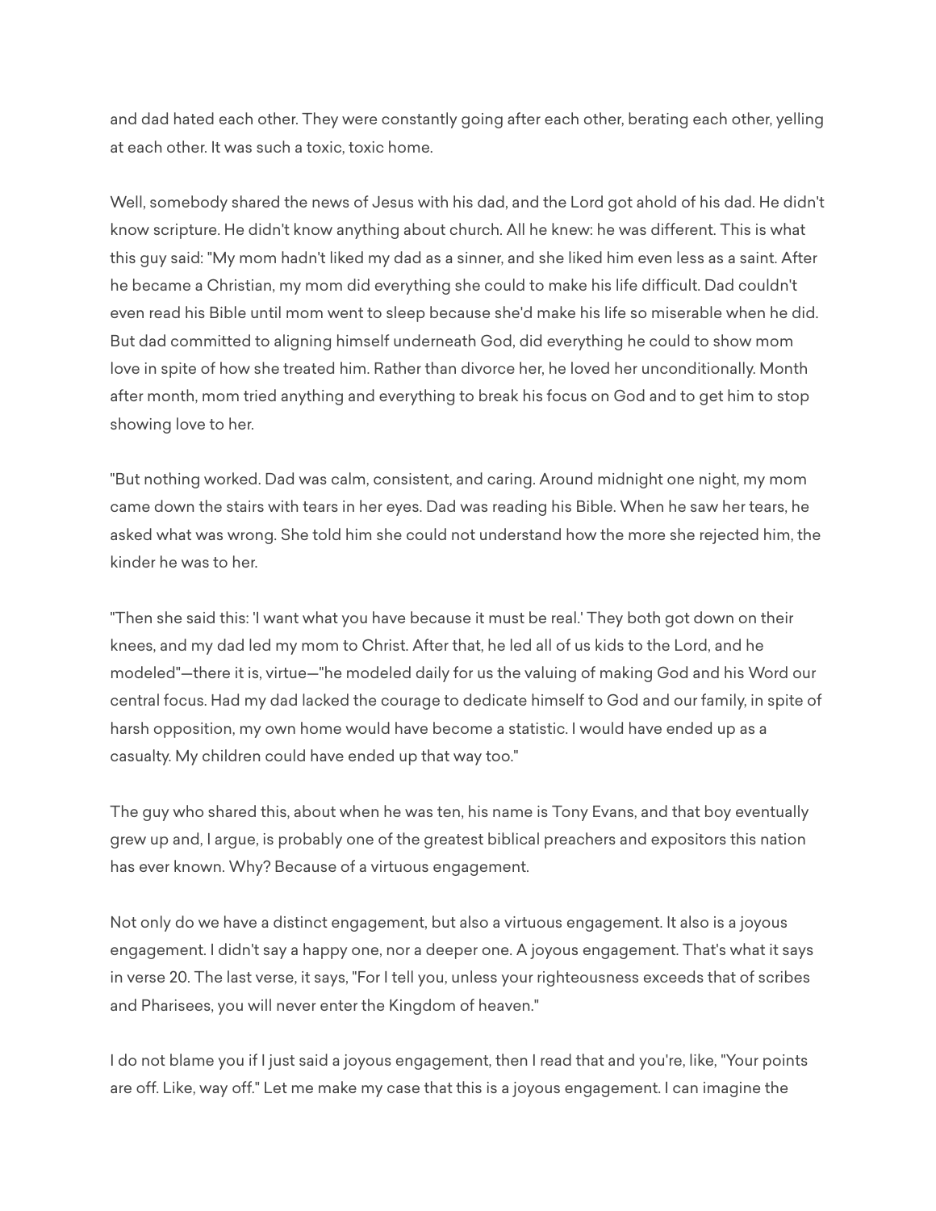and dad hated each other. They were constantly going after each other, berating each other, yelling at each other. It was such a toxic, toxic home.

Well, somebody shared the news of Jesus with his dad, and the Lord got ahold of his dad. He didn't know scripture. He didn't know anything about church. All he knew: he was different. This is what this guy said: "My mom hadn't liked my dad as a sinner, and she liked him even less as a saint. After he became a Christian, my mom did everything she could to make his life difficult. Dad couldn't even read his Bible until mom went to sleep because she'd make his life so miserable when he did. But dad committed to aligning himself underneath God, did everything he could to show mom love in spite of how she treated him. Rather than divorce her, he loved her unconditionally. Month after month, mom tried anything and everything to break his focus on God and to get him to stop showing love to her.

"But nothing worked. Dad was calm, consistent, and caring. Around midnight one night, my mom came down the stairs with tears in her eyes. Dad was reading his Bible. When he saw her tears, he asked what was wrong. She told him she could not understand how the more she rejected him, the kinder he was to her.

"Then she said this: 'I want what you have because it must be real.' They both got down on their knees, and my dad led my mom to Christ. After that, he led all of us kids to the Lord, and he modeled"—there it is, virtue—"he modeled daily for us the valuing of making God and his Word our central focus. Had my dad lacked the courage to dedicate himself to God and our family, in spite of harsh opposition, my own home would have become a statistic. I would have ended up as a casualty. My children could have ended up that way too."

The guy who shared this, about when he was ten, his name is Tony Evans, and that boy eventually grew up and, I argue, is probably one of the greatest biblical preachers and expositors this nation has ever known. Why? Because of a virtuous engagement.

Not only do we have a distinct engagement, but also a virtuous engagement. It also is a joyous engagement. I didn't say a happy one, nor a deeper one. A joyous engagement. That's what it says in verse 20. The last verse, it says, "For I tell you, unless your righteousness exceeds that of scribes and Pharisees, you will never enter the Kingdom of heaven."

I do not blame you if I just said a joyous engagement, then I read that and you're, like, "Your points are off. Like, way off." Let me make my case that this is a joyous engagement. I can imagine the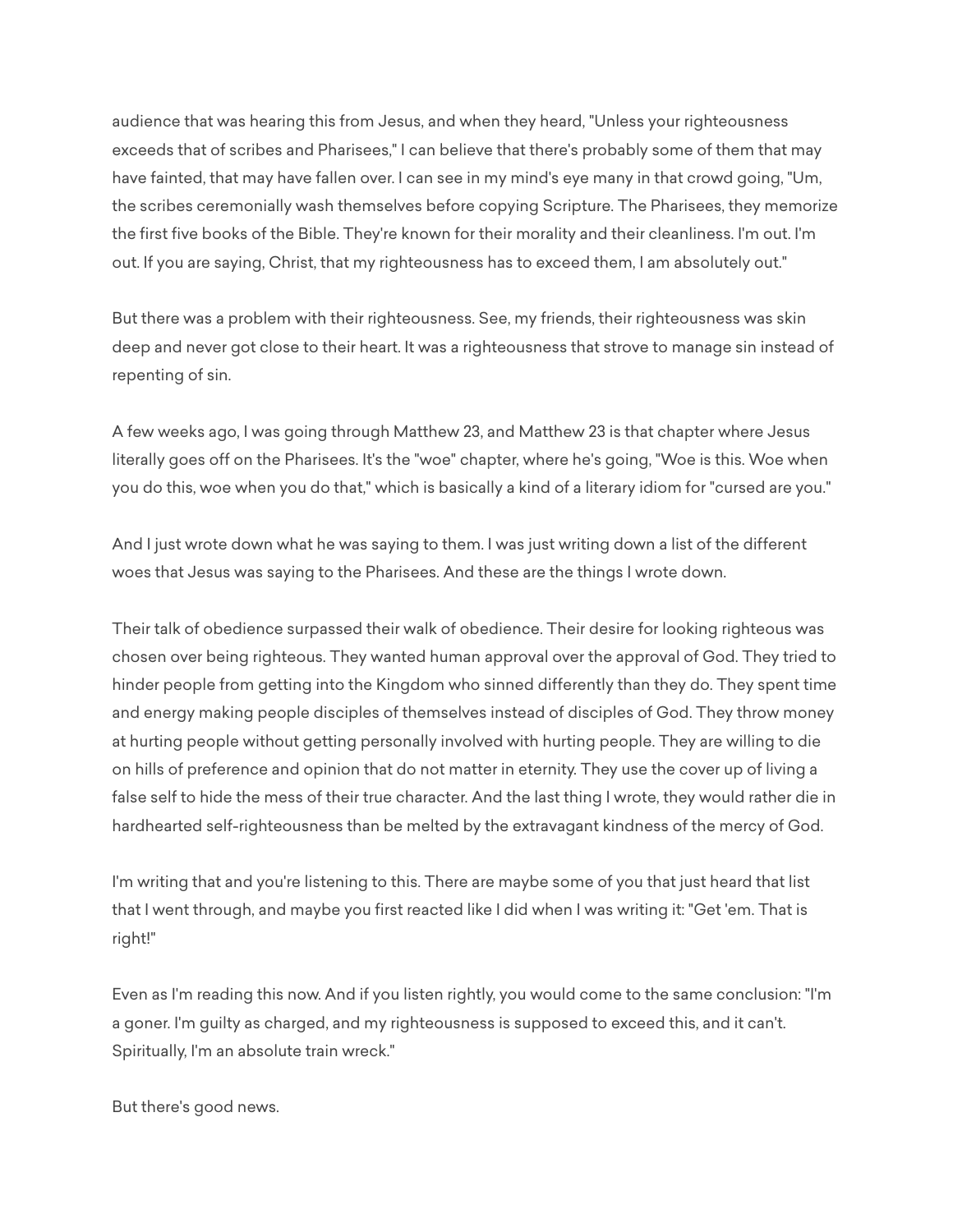audience that was hearing this from Jesus, and when they heard, "Unless your righteousness exceeds that of scribes and Pharisees," I can believe that there's probably some of them that may have fainted, that may have fallen over. I can see in my mind's eye many in that crowd going, "Um, the scribes ceremonially wash themselves before copying Scripture. The Pharisees, they memorize the first five books of the Bible. They're known for their morality and their cleanliness. I'm out. I'm out. If you are saying, Christ, that my righteousness has to exceed them, I am absolutely out."

But there was a problem with their righteousness. See, my friends, their righteousness was skin deep and never got close to their heart. It was a righteousness that strove to manage sin instead of repenting of sin.

A few weeks ago, I was going through Matthew 23, and Matthew 23 is that chapter where Jesus literally goes off on the Pharisees. It's the "woe" chapter, where he's going, "Woe is this. Woe when you do this, woe when you do that," which is basically a kind of a literary idiom for "cursed are you."

And I just wrote down what he was saying to them. I was just writing down a list of the different woes that Jesus was saying to the Pharisees. And these are the things I wrote down.

Their talk of obedience surpassed their walk of obedience. Their desire for looking righteous was chosen over being righteous. They wanted human approval over the approval of God. They tried to hinder people from getting into the Kingdom who sinned differently than they do. They spent time and energy making people disciples of themselves instead of disciples of God. They throw money at hurting people without getting personally involved with hurting people. They are willing to die on hills of preference and opinion that do not matter in eternity. They use the cover up of living a false self to hide the mess of their true character. And the last thing I wrote, they would rather die in hardhearted self-righteousness than be melted by the extravagant kindness of the mercy of God.

I'm writing that and you're listening to this. There are maybe some of you that just heard that list that I went through, and maybe you first reacted like I did when I was writing it: "Get 'em. That is right!"

Even as I'm reading this now. And if you listen rightly, you would come to the same conclusion: "I'm a goner. I'm guilty as charged, and my righteousness is supposed to exceed this, and it can't. Spiritually, I'm an absolute train wreck."

But there's good news.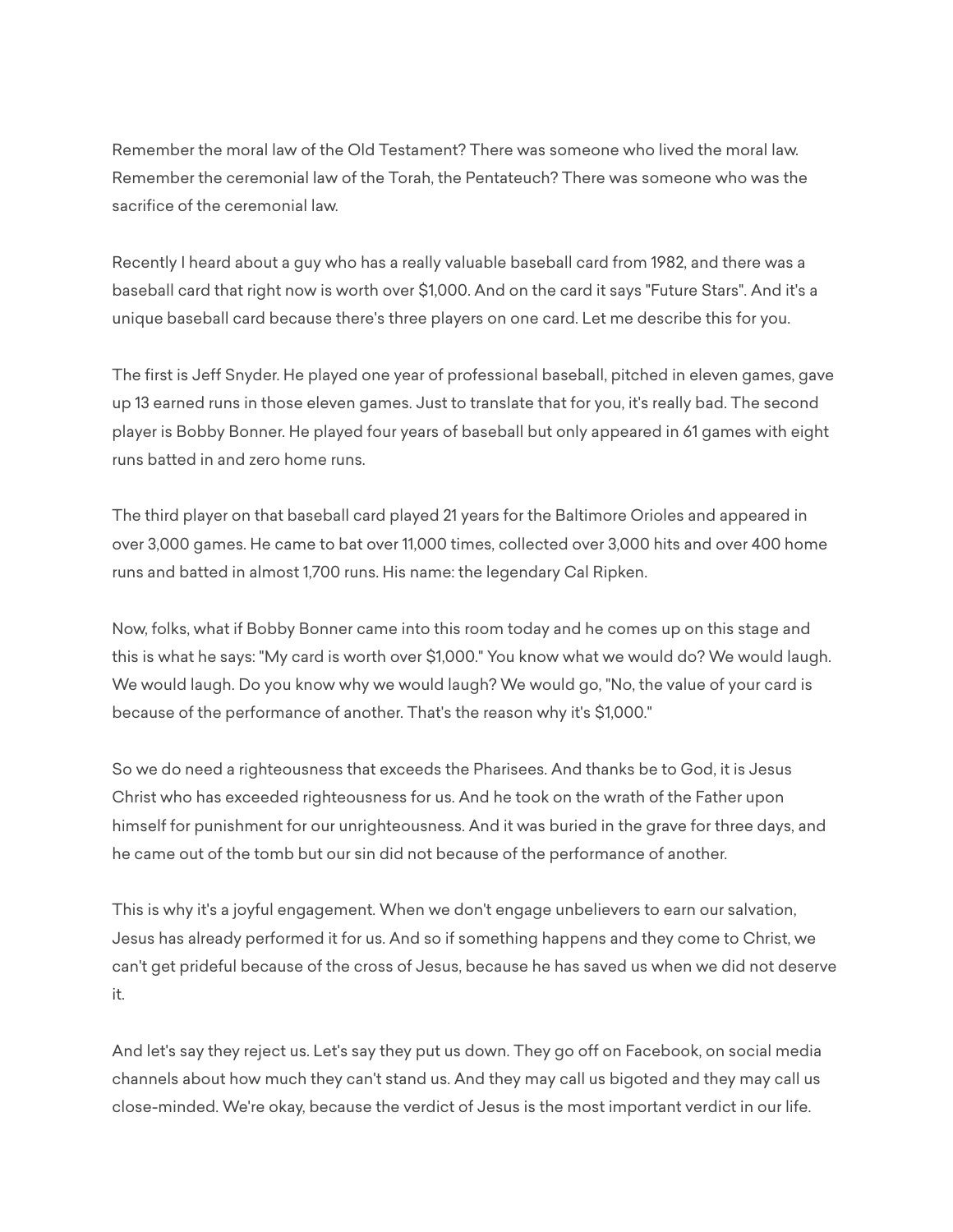Remember the moral law of the Old Testament? There was someone who lived the moral law. Remember the ceremonial law of the Torah, the Pentateuch? There was someone who was the sacrifice of the ceremonial law.

Recently I heard about a guy who has a really valuable baseball card from 1982, and there was a baseball card that right now is worth over $1,000. And on the card it says "Future Stars". And it's a unique baseball card because there's three players on one card. Let me describe this for you.

The first is Jeff Snyder. He played one year of professional baseball, pitched in eleven games, gave up 13 earned runs in those eleven games. Just to translate that for you, it's really bad. The second player is Bobby Bonner. He played four years of baseball but only appeared in 61 games with eight runs batted in and zero home runs.

The third player on that baseball card played 21 years for the Baltimore Orioles and appeared in over 3,000 games. He came to bat over 11,000 times, collected over 3,000 hits and over 400 home runs and batted in almost 1,700 runs. His name: the legendary Cal Ripken.

Now, folks, what if Bobby Bonner came into this room today and he comes up on this stage and this is what he says: "My card is worth over $1,000." You know what we would do? We would laugh. We would laugh. Do you know why we would laugh? We would go, "No, the value of your card is because of the performance of another. That's the reason why it's $1,000."

So we do need a righteousness that exceeds the Pharisees. And thanks be to God, it is Jesus Christ who has exceeded righteousness for us. And he took on the wrath of the Father upon himself for punishment for our unrighteousness. And it was buried in the grave for three days, and he came out of the tomb but our sin did not because of the performance of another.

This is why it's a joyful engagement. When we don't engage unbelievers to earn our salvation, Jesus has already performed it for us. And so if something happens and they come to Christ, we can't get prideful because of the cross of Jesus, because he has saved us when we did not deserve it.

And let's say they reject us. Let's say they put us down. They go off on Facebook, on social media channels about how much they can't stand us. And they may call us bigoted and they may call us close-minded. We're okay, because the verdict of Jesus is the most important verdict in our life.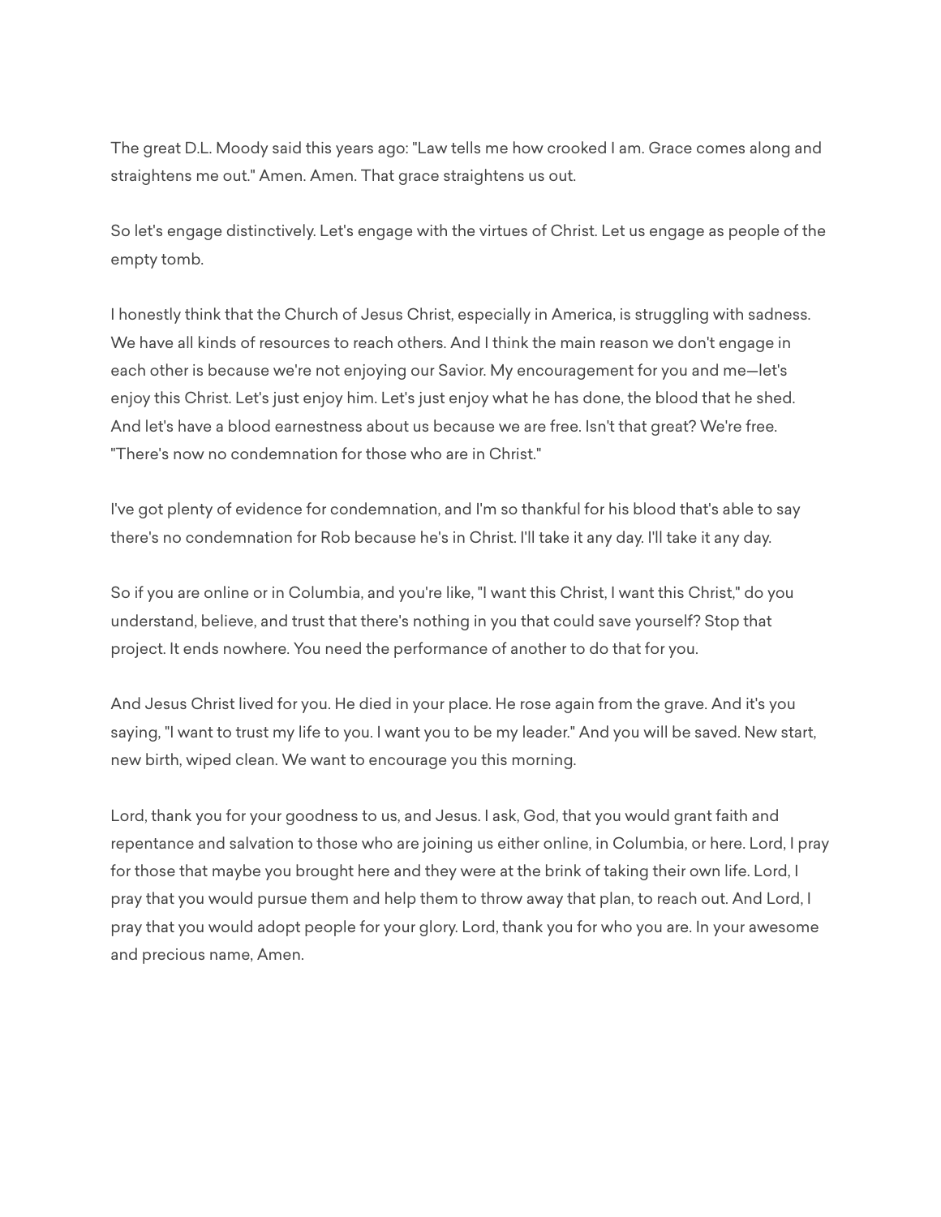The great D.L. Moody said this years ago: "Law tells me how crooked I am. Grace comes along and straightens me out." Amen. Amen. That grace straightens us out.

So let's engage distinctively. Let's engage with the virtues of Christ. Let us engage as people of the empty tomb.

I honestly think that the Church of Jesus Christ, especially in America, is struggling with sadness. We have all kinds of resources to reach others. And I think the main reason we don't engage in each other is because we're not enjoying our Savior. My encouragement for you and me—let's enjoy this Christ. Let's just enjoy him. Let's just enjoy what he has done, the blood that he shed. And let's have a blood earnestness about us because we are free. Isn't that great? We're free. "There's now no condemnation for those who are in Christ."

I've got plenty of evidence for condemnation, and I'm so thankful for his blood that's able to say there's no condemnation for Rob because he's in Christ. I'll take it any day. I'll take it any day.

So if you are online or in Columbia, and you're like, "I want this Christ, I want this Christ," do you understand, believe, and trust that there's nothing in you that could save yourself? Stop that project. It ends nowhere. You need the performance of another to do that for you.

And Jesus Christ lived for you. He died in your place. He rose again from the grave. And it's you saying, "I want to trust my life to you. I want you to be my leader." And you will be saved. New start, new birth, wiped clean. We want to encourage you this morning.

Lord, thank you for your goodness to us, and Jesus. I ask, God, that you would grant faith and repentance and salvation to those who are joining us either online, in Columbia, or here. Lord, I pray for those that maybe you brought here and they were at the brink of taking their own life. Lord, I pray that you would pursue them and help them to throw away that plan, to reach out. And Lord, I pray that you would adopt people for your glory. Lord, thank you for who you are. In your awesome and precious name, Amen.